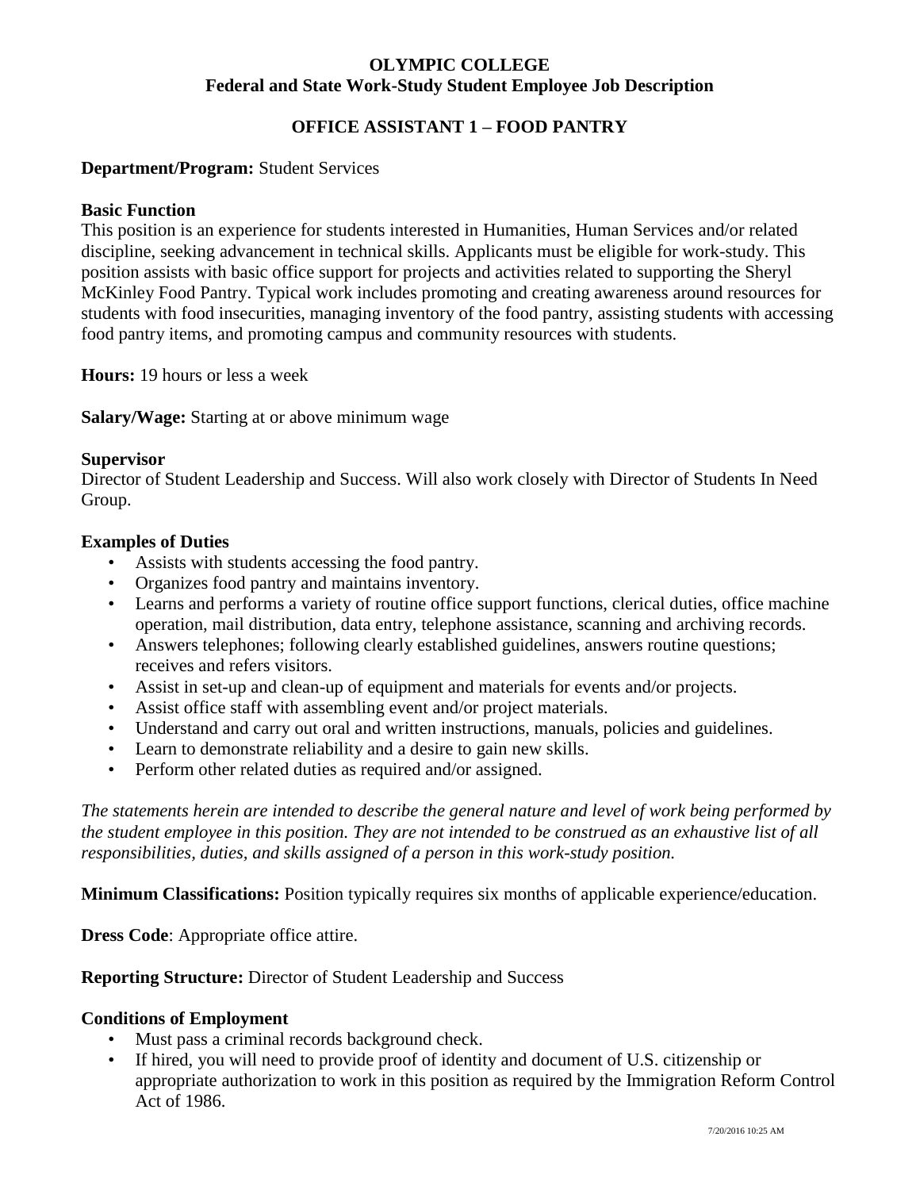# OLYMPIC COLLEGE
## Federal and State Work-Study Student Employee Job Description

## OFFICE ASSISTANT 1 – FOOD PANTRY

**Department/Program:** Student Services

**Basic Function**

This position is an experience for students interested in Humanities, Human Services and/or related discipline, seeking advancement in technical skills. Applicants must be eligible for work-study. This position assists with basic office support for projects and activities related to supporting the Sheryl McKinley Food Pantry. Typical work includes promoting and creating awareness around resources for students with food insecurities, managing inventory of the food pantry, assisting students with accessing food pantry items, and promoting campus and community resources with students.

**Hours:** 19 hours or less a week

**Salary/Wage:** Starting at or above minimum wage

**Supervisor**

Director of Student Leadership and Success. Will also work closely with Director of Students In Need Group.

**Examples of Duties**

- Assists with students accessing the food pantry.
- Organizes food pantry and maintains inventory.
- Learns and performs a variety of routine office support functions, clerical duties, office machine operation, mail distribution, data entry, telephone assistance, scanning and archiving records.
- Answers telephones; following clearly established guidelines, answers routine questions; receives and refers visitors.
- Assist in set-up and clean-up of equipment and materials for events and/or projects.
- Assist office staff with assembling event and/or project materials.
- Understand and carry out oral and written instructions, manuals, policies and guidelines.
- Learn to demonstrate reliability and a desire to gain new skills.
- Perform other related duties as required and/or assigned.

*The statements herein are intended to describe the general nature and level of work being performed by the student employee in this position. They are not intended to be construed as an exhaustive list of all responsibilities, duties, and skills assigned of a person in this work-study position.*

**Minimum Classifications:** Position typically requires six months of applicable experience/education.

**Dress Code**: Appropriate office attire.

**Reporting Structure:** Director of Student Leadership and Success

**Conditions of Employment**

- Must pass a criminal records background check.
- If hired, you will need to provide proof of identity and document of U.S. citizenship or appropriate authorization to work in this position as required by the Immigration Reform Control Act of 1986.